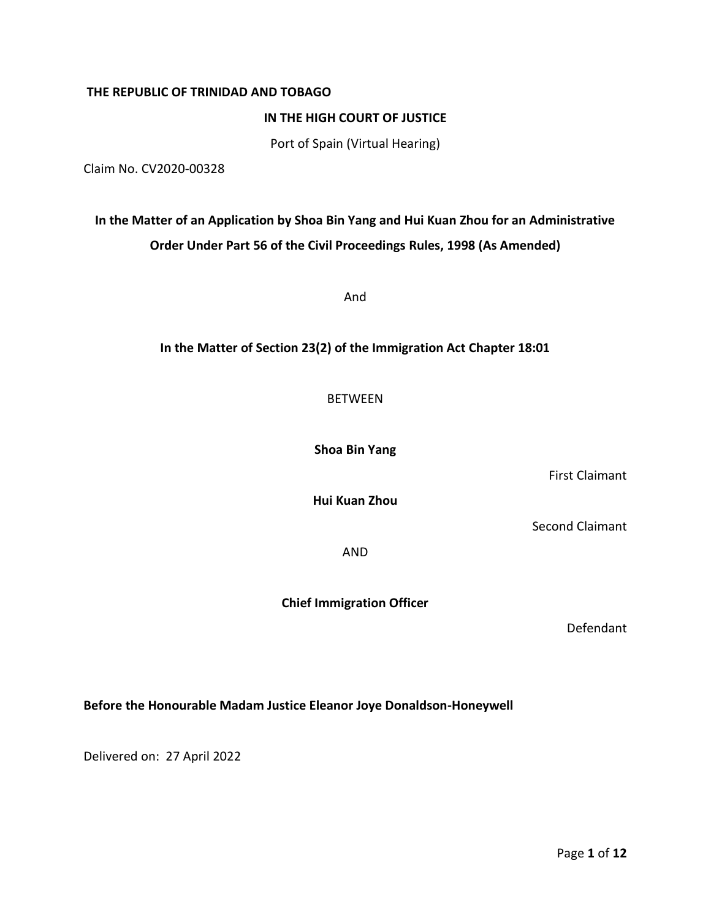**THE REPUBLIC OF TRINIDAD AND TOBAGO**

**IN THE HIGH COURT OF JUSTICE**

Port of Spain (Virtual Hearing)

Claim No. CV2020-00328

**In the Matter of an Application by Shoa Bin Yang and Hui Kuan Zhou for an Administrative Order Under Part 56 of the Civil Proceedings Rules, 1998 (As Amended)**

And

**In the Matter of Section 23(2) of the Immigration Act Chapter 18:01**

BETWEEN

**Shoa Bin Yang**

First Claimant

**Hui Kuan Zhou**

Second Claimant

AND

**Chief Immigration Officer**

Defendant

**Before the Honourable Madam Justice Eleanor Joye Donaldson-Honeywell**

Delivered on: 27 April 2022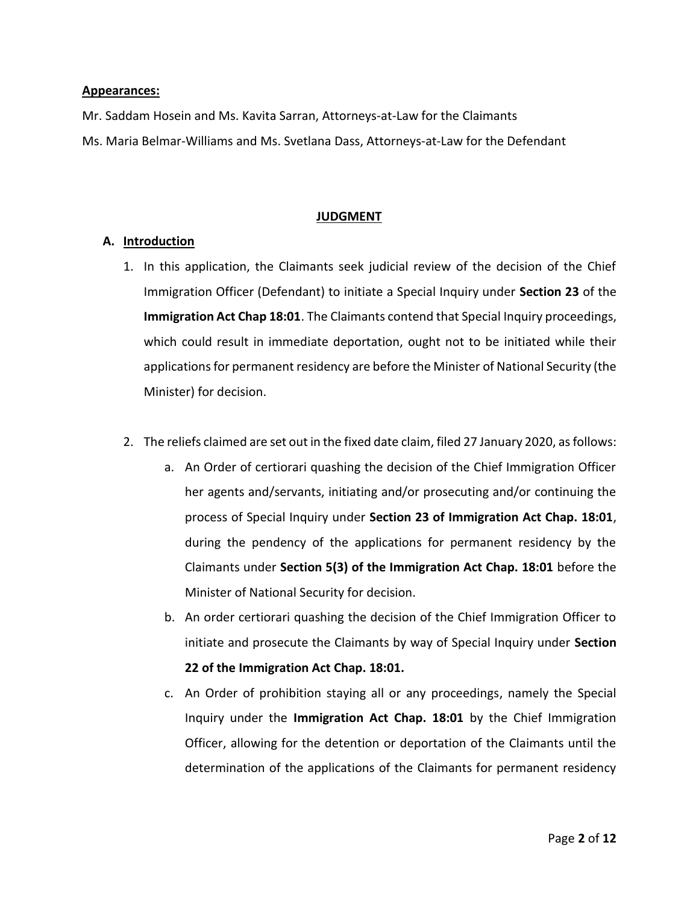**Appearances:**

Mr. Saddam Hosein and Ms. Kavita Sarran, Attorneys-at-Law for the Claimants

Ms. Maria Belmar-Williams and Ms. Svetlana Dass, Attorneys-at-Law for the Defendant

## JUDGMENT

### A. Introduction

1. In this application, the Claimants seek judicial review of the decision of the Chief Immigration Officer (Defendant) to initiate a Special Inquiry under **Section 23** of the **Immigration Act Chap 18:01**. The Claimants contend that Special Inquiry proceedings, which could result in immediate deportation, ought not to be initiated while their applications for permanent residency are before the Minister of National Security (the Minister) for decision.

2. The reliefs claimed are set out in the fixed date claim, filed 27 January 2020, as follows:
   a. An Order of certiorari quashing the decision of the Chief Immigration Officer her agents and/servants, initiating and/or prosecuting and/or continuing the process of Special Inquiry under **Section 23 of Immigration Act Chap. 18:01**, during the pendency of the applications for permanent residency by the Claimants under **Section 5(3) of the Immigration Act Chap. 18:01** before the Minister of National Security for decision.
   b. An order certiorari quashing the decision of the Chief Immigration Officer to initiate and prosecute the Claimants by way of Special Inquiry under **Section 22 of the Immigration Act Chap. 18:01.**
   c. An Order of prohibition staying all or any proceedings, namely the Special Inquiry under the **Immigration Act Chap. 18:01** by the Chief Immigration Officer, allowing for the detention or deportation of the Claimants until the determination of the applications of the Claimants for permanent residency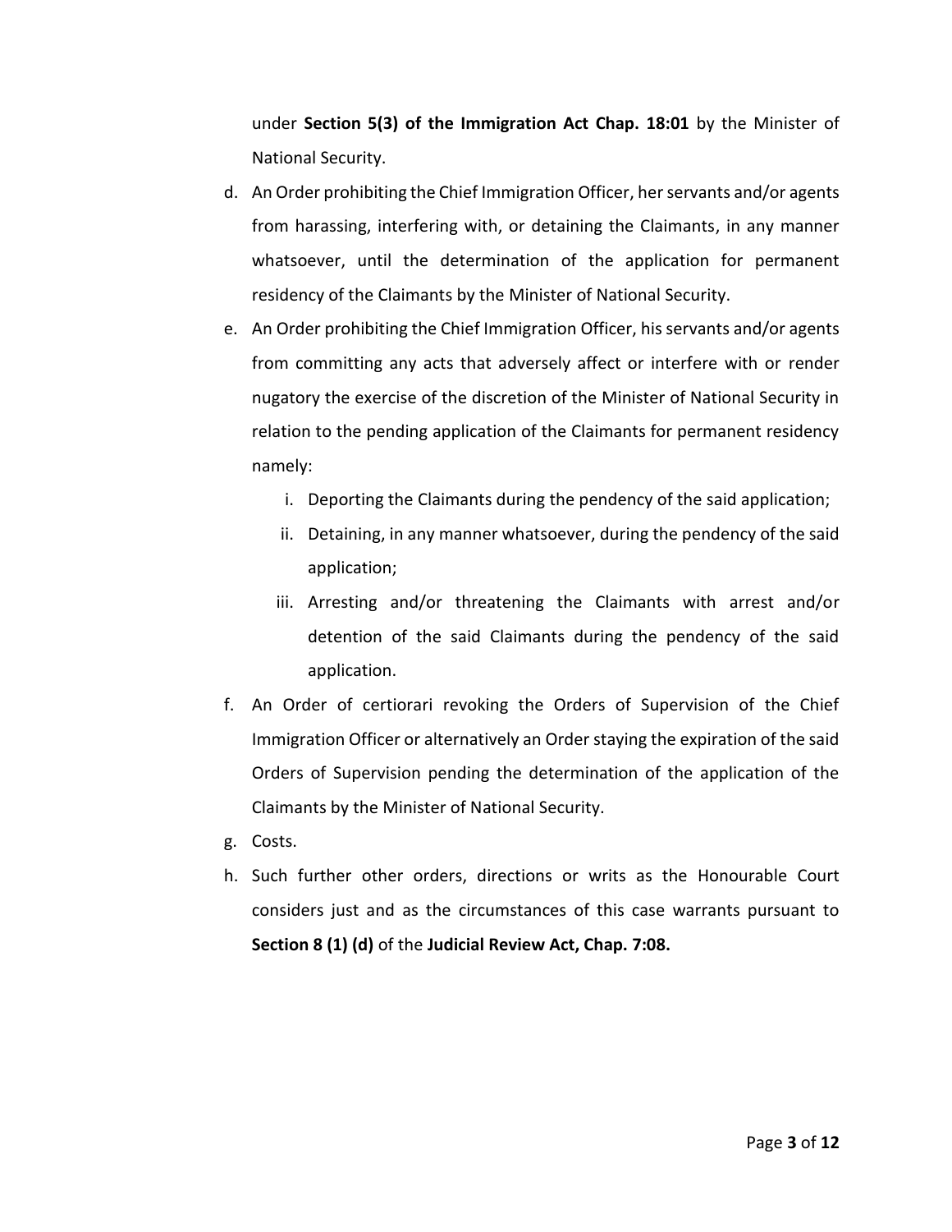under **Section 5(3) of the Immigration Act Chap. 18:01** by the Minister of National Security.

d. An Order prohibiting the Chief Immigration Officer, her servants and/or agents from harassing, interfering with, or detaining the Claimants, in any manner whatsoever, until the determination of the application for permanent residency of the Claimants by the Minister of National Security.

e. An Order prohibiting the Chief Immigration Officer, his servants and/or agents from committing any acts that adversely affect or interfere with or render nugatory the exercise of the discretion of the Minister of National Security in relation to the pending application of the Claimants for permanent residency namely:

    i. Deporting the Claimants during the pendency of the said application;

    ii. Detaining, in any manner whatsoever, during the pendency of the said application;

    iii. Arresting and/or threatening the Claimants with arrest and/or detention of the said Claimants during the pendency of the said application.

f. An Order of certiorari revoking the Orders of Supervision of the Chief Immigration Officer or alternatively an Order staying the expiration of the said Orders of Supervision pending the determination of the application of the Claimants by the Minister of National Security.

g. Costs.

h. Such further other orders, directions or writs as the Honourable Court considers just and as the circumstances of this case warrants pursuant to **Section 8 (1) (d)** of the **Judicial Review Act, Chap. 7:08.**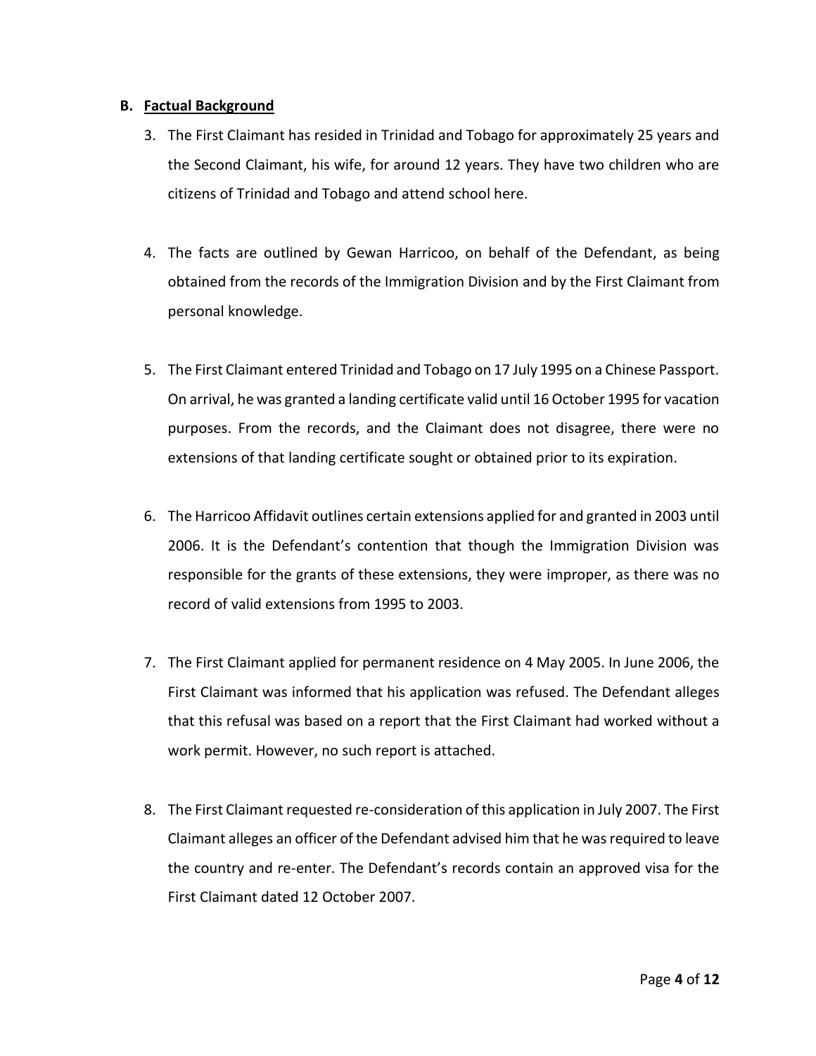## B. <u>Factual Background</u>

3. The First Claimant has resided in Trinidad and Tobago for approximately 25 years and the Second Claimant, his wife, for around 12 years. They have two children who are citizens of Trinidad and Tobago and attend school here.

4. The facts are outlined by Gewan Harricoo, on behalf of the Defendant, as being obtained from the records of the Immigration Division and by the First Claimant from personal knowledge.

5. The First Claimant entered Trinidad and Tobago on 17 July 1995 on a Chinese Passport. On arrival, he was granted a landing certificate valid until 16 October 1995 for vacation purposes. From the records, and the Claimant does not disagree, there were no extensions of that landing certificate sought or obtained prior to its expiration.

6. The Harricoo Affidavit outlines certain extensions applied for and granted in 2003 until 2006. It is the Defendant's contention that though the Immigration Division was responsible for the grants of these extensions, they were improper, as there was no record of valid extensions from 1995 to 2003.

7. The First Claimant applied for permanent residence on 4 May 2005. In June 2006, the First Claimant was informed that his application was refused. The Defendant alleges that this refusal was based on a report that the First Claimant had worked without a work permit. However, no such report is attached.

8. The First Claimant requested re-consideration of this application in July 2007. The First Claimant alleges an officer of the Defendant advised him that he was required to leave the country and re-enter. The Defendant's records contain an approved visa for the First Claimant dated 12 October 2007.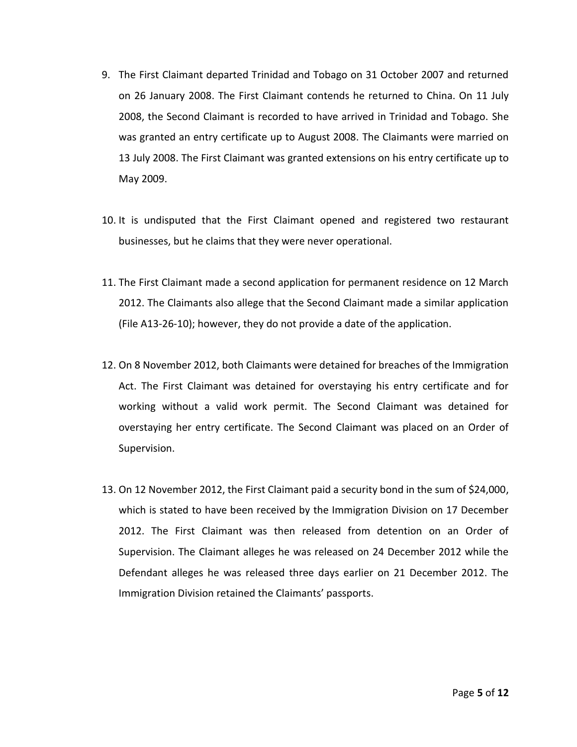9. The First Claimant departed Trinidad and Tobago on 31 October 2007 and returned on 26 January 2008. The First Claimant contends he returned to China. On 11 July 2008, the Second Claimant is recorded to have arrived in Trinidad and Tobago. She was granted an entry certificate up to August 2008. The Claimants were married on 13 July 2008. The First Claimant was granted extensions on his entry certificate up to May 2009.

10. It is undisputed that the First Claimant opened and registered two restaurant businesses, but he claims that they were never operational.

11. The First Claimant made a second application for permanent residence on 12 March 2012. The Claimants also allege that the Second Claimant made a similar application (File A13-26-10); however, they do not provide a date of the application.

12. On 8 November 2012, both Claimants were detained for breaches of the Immigration Act. The First Claimant was detained for overstaying his entry certificate and for working without a valid work permit. The Second Claimant was detained for overstaying her entry certificate. The Second Claimant was placed on an Order of Supervision.

13. On 12 November 2012, the First Claimant paid a security bond in the sum of $24,000, which is stated to have been received by the Immigration Division on 17 December 2012. The First Claimant was then released from detention on an Order of Supervision. The Claimant alleges he was released on 24 December 2012 while the Defendant alleges he was released three days earlier on 21 December 2012. The Immigration Division retained the Claimants' passports.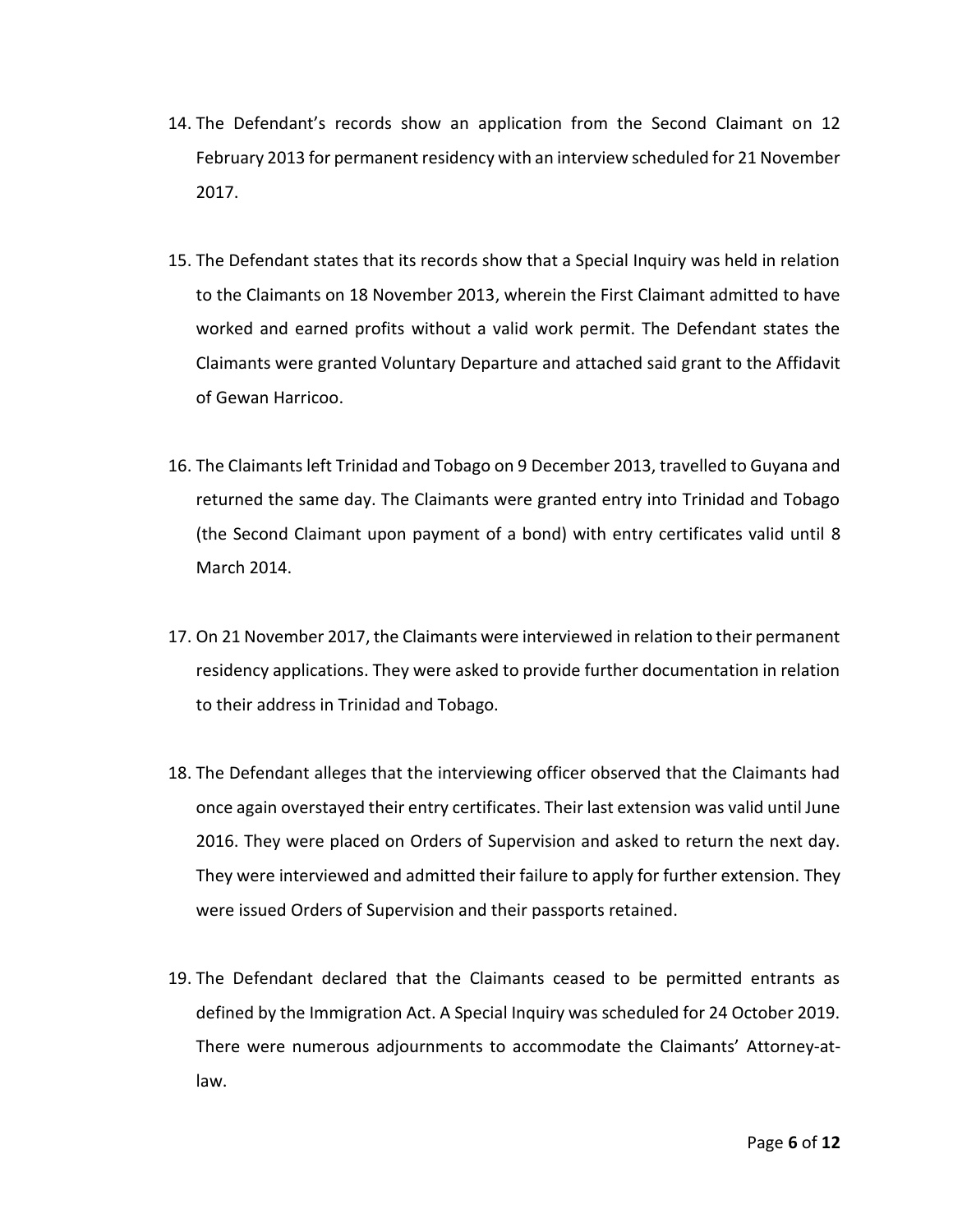14. The Defendant's records show an application from the Second Claimant on 12 February 2013 for permanent residency with an interview scheduled for 21 November 2017.

15. The Defendant states that its records show that a Special Inquiry was held in relation to the Claimants on 18 November 2013, wherein the First Claimant admitted to have worked and earned profits without a valid work permit. The Defendant states the Claimants were granted Voluntary Departure and attached said grant to the Affidavit of Gewan Harricoo.

16. The Claimants left Trinidad and Tobago on 9 December 2013, travelled to Guyana and returned the same day. The Claimants were granted entry into Trinidad and Tobago (the Second Claimant upon payment of a bond) with entry certificates valid until 8 March 2014.

17. On 21 November 2017, the Claimants were interviewed in relation to their permanent residency applications. They were asked to provide further documentation in relation to their address in Trinidad and Tobago.

18. The Defendant alleges that the interviewing officer observed that the Claimants had once again overstayed their entry certificates. Their last extension was valid until June 2016. They were placed on Orders of Supervision and asked to return the next day. They were interviewed and admitted their failure to apply for further extension. They were issued Orders of Supervision and their passports retained.

19. The Defendant declared that the Claimants ceased to be permitted entrants as defined by the Immigration Act. A Special Inquiry was scheduled for 24 October 2019. There were numerous adjournments to accommodate the Claimants' Attorney-at-law.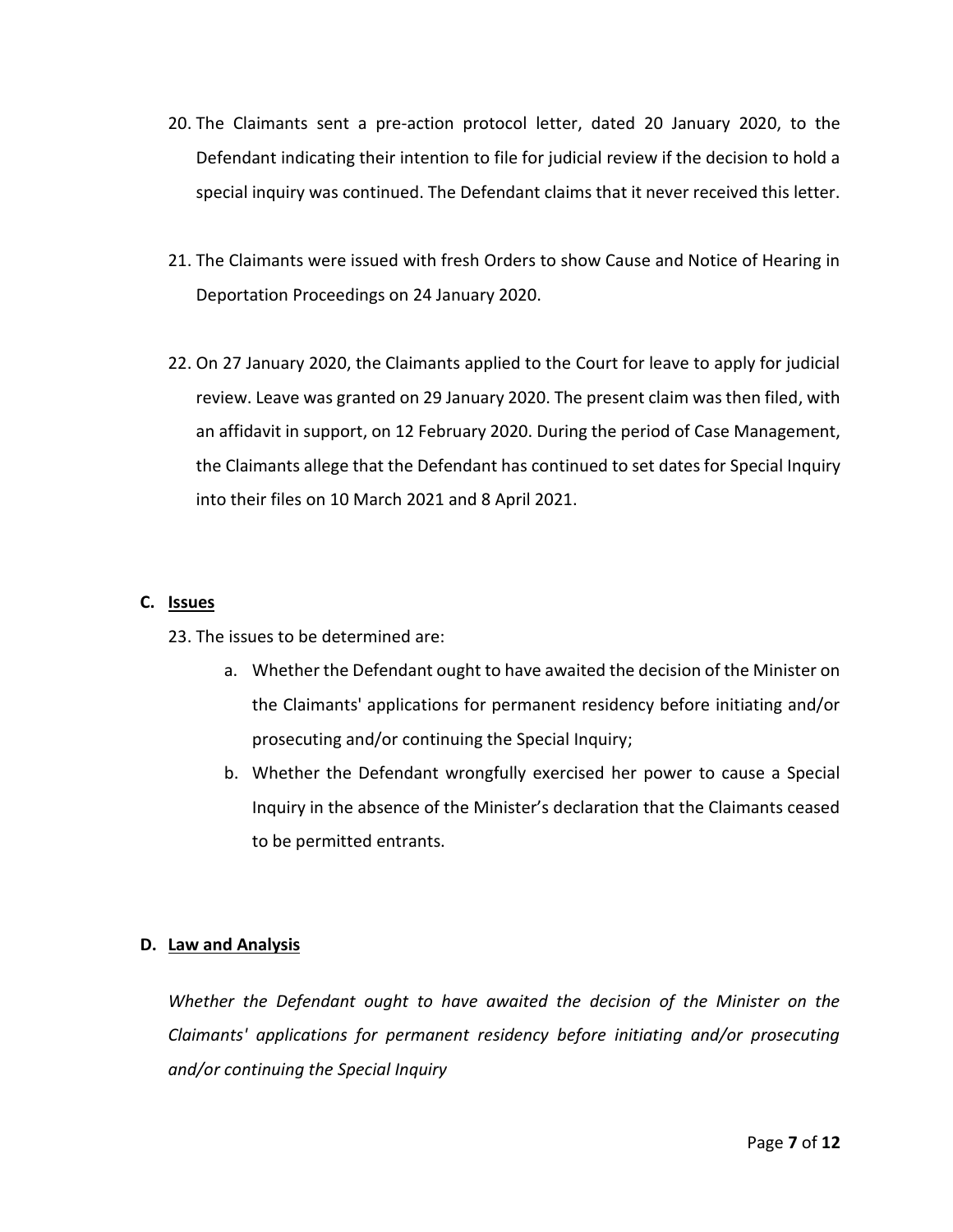20. The Claimants sent a pre-action protocol letter, dated 20 January 2020, to the Defendant indicating their intention to file for judicial review if the decision to hold a special inquiry was continued. The Defendant claims that it never received this letter.

21. The Claimants were issued with fresh Orders to show Cause and Notice of Hearing in Deportation Proceedings on 24 January 2020.

22. On 27 January 2020, the Claimants applied to the Court for leave to apply for judicial review. Leave was granted on 29 January 2020. The present claim was then filed, with an affidavit in support, on 12 February 2020. During the period of Case Management, the Claimants allege that the Defendant has continued to set dates for Special Inquiry into their files on 10 March 2021 and 8 April 2021.

## C. Issues

23. The issues to be determined are:

    a. Whether the Defendant ought to have awaited the decision of the Minister on the Claimants' applications for permanent residency before initiating and/or prosecuting and/or continuing the Special Inquiry;

    b. Whether the Defendant wrongfully exercised her power to cause a Special Inquiry in the absence of the Minister's declaration that the Claimants ceased to be permitted entrants.

## D. Law and Analysis

*Whether the Defendant ought to have awaited the decision of the Minister on the Claimants' applications for permanent residency before initiating and/or prosecuting and/or continuing the Special Inquiry*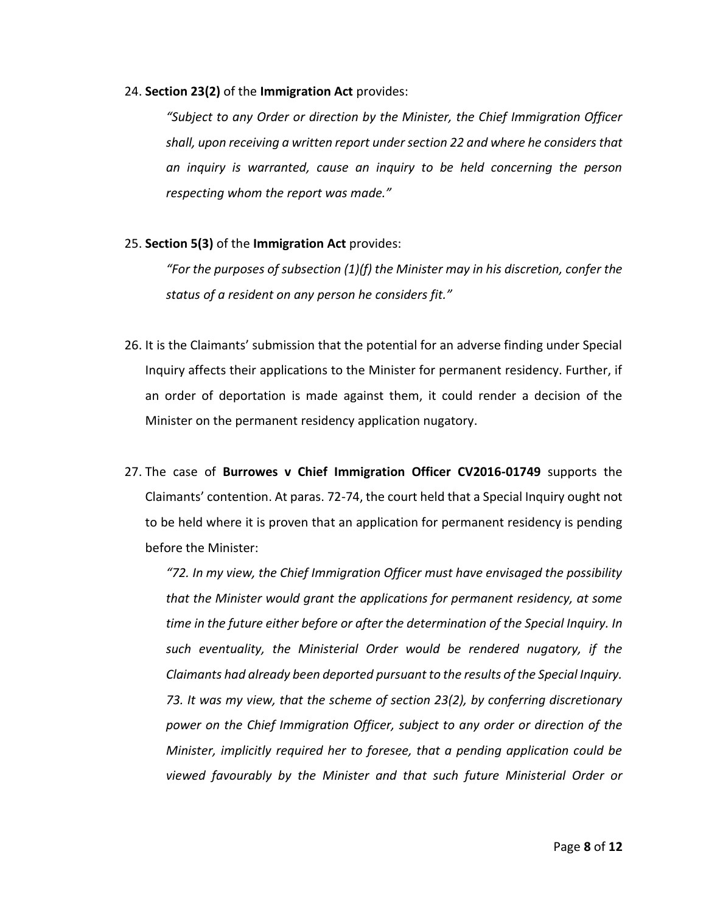24. **Section 23(2)** of the **Immigration Act** provides:

    *"Subject to any Order or direction by the Minister, the Chief Immigration Officer shall, upon receiving a written report under section 22 and where he considers that an inquiry is warranted, cause an inquiry to be held concerning the person respecting whom the report was made."*

25. **Section 5(3)** of the **Immigration Act** provides:

    *"For the purposes of subsection (1)(f) the Minister may in his discretion, confer the status of a resident on any person he considers fit."*

26. It is the Claimants' submission that the potential for an adverse finding under Special Inquiry affects their applications to the Minister for permanent residency. Further, if an order of deportation is made against them, it could render a decision of the Minister on the permanent residency application nugatory.

27. The case of **Burrowes v Chief Immigration Officer CV2016-01749** supports the Claimants' contention. At paras. 72-74, the court held that a Special Inquiry ought not to be held where it is proven that an application for permanent residency is pending before the Minister:

    *"72. In my view, the Chief Immigration Officer must have envisaged the possibility that the Minister would grant the applications for permanent residency, at some time in the future either before or after the determination of the Special Inquiry. In such eventuality, the Ministerial Order would be rendered nugatory, if the Claimants had already been deported pursuant to the results of the Special Inquiry. 73. It was my view, that the scheme of section 23(2), by conferring discretionary power on the Chief Immigration Officer, subject to any order or direction of the Minister, implicitly required her to foresee, that a pending application could be viewed favourably by the Minister and that such future Ministerial Order or*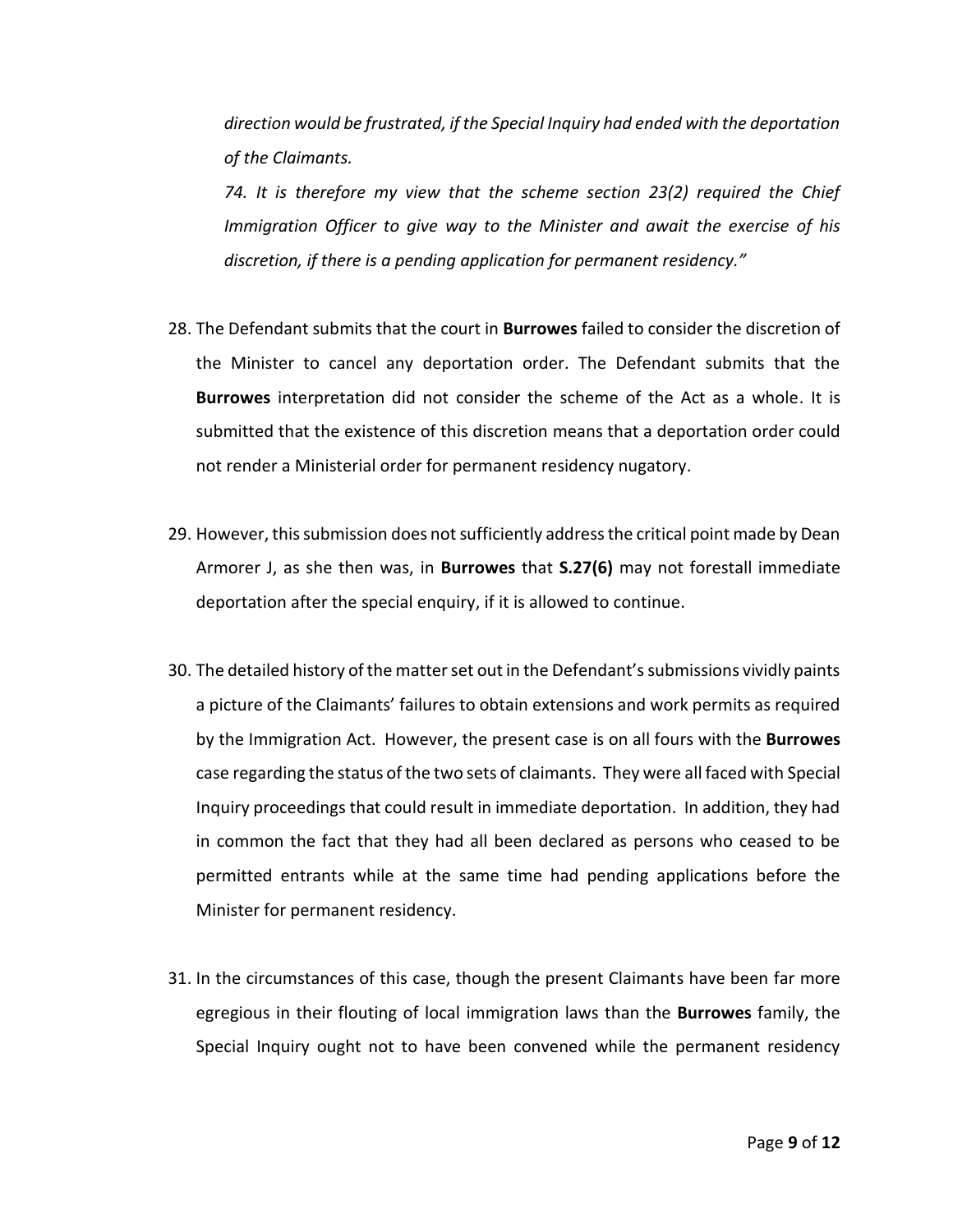*direction would be frustrated, if the Special Inquiry had ended with the deportation of the Claimants.*

*74. It is therefore my view that the scheme section 23(2) required the Chief Immigration Officer to give way to the Minister and await the exercise of his discretion, if there is a pending application for permanent residency."*

28. The Defendant submits that the court in **Burrowes** failed to consider the discretion of the Minister to cancel any deportation order. The Defendant submits that the **Burrowes** interpretation did not consider the scheme of the Act as a whole. It is submitted that the existence of this discretion means that a deportation order could not render a Ministerial order for permanent residency nugatory.

29. However, this submission does not sufficiently address the critical point made by Dean Armorer J, as she then was, in **Burrowes** that **S.27(6)** may not forestall immediate deportation after the special enquiry, if it is allowed to continue.

30. The detailed history of the matter set out in the Defendant's submissions vividly paints a picture of the Claimants' failures to obtain extensions and work permits as required by the Immigration Act. However, the present case is on all fours with the **Burrowes** case regarding the status of the two sets of claimants. They were all faced with Special Inquiry proceedings that could result in immediate deportation. In addition, they had in common the fact that they had all been declared as persons who ceased to be permitted entrants while at the same time had pending applications before the Minister for permanent residency.

31. In the circumstances of this case, though the present Claimants have been far more egregious in their flouting of local immigration laws than the **Burrowes** family, the Special Inquiry ought not to have been convened while the permanent residency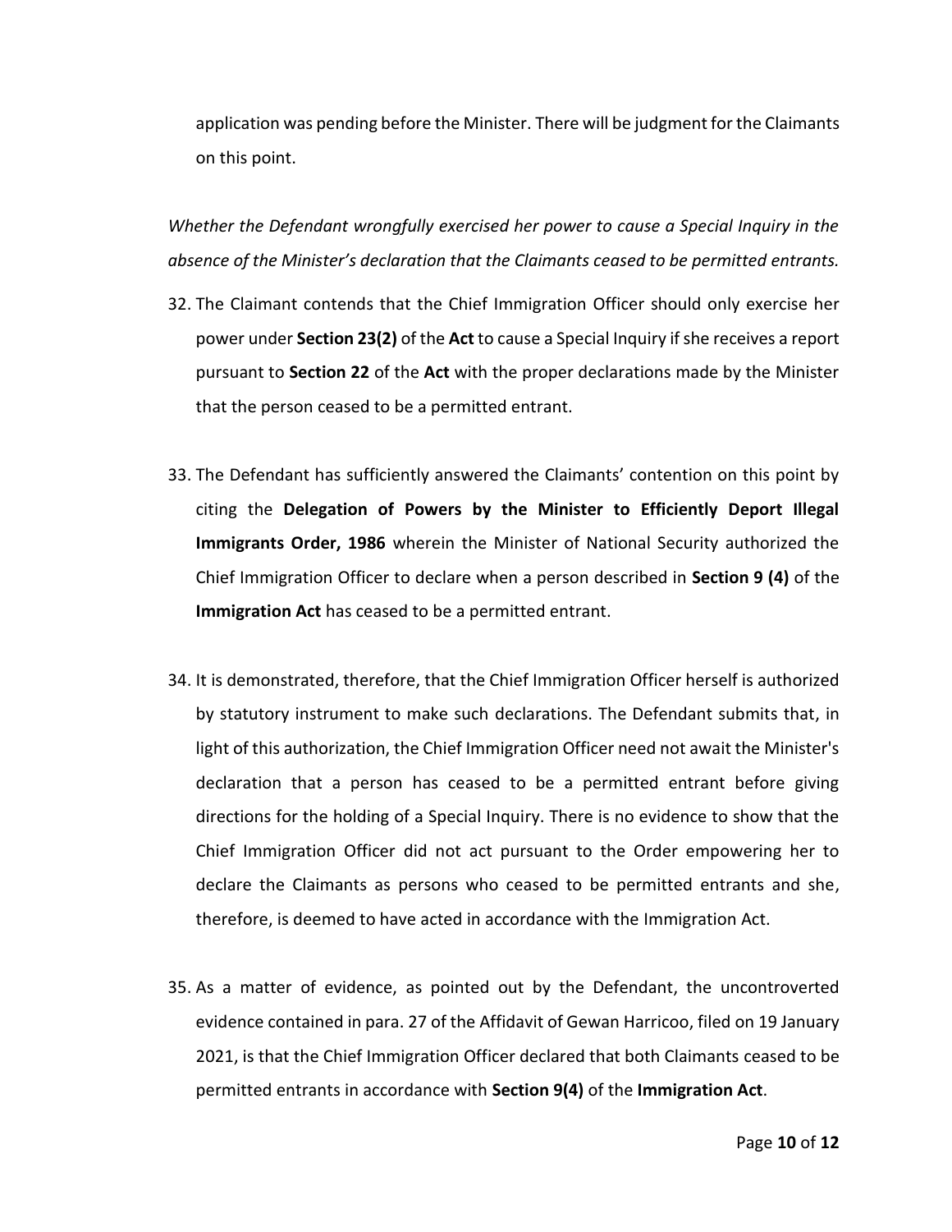application was pending before the Minister. There will be judgment for the Claimants on this point.

*Whether the Defendant wrongfully exercised her power to cause a Special Inquiry in the absence of the Minister's declaration that the Claimants ceased to be permitted entrants.*

32. The Claimant contends that the Chief Immigration Officer should only exercise her power under **Section 23(2)** of the **Act** to cause a Special Inquiry if she receives a report pursuant to **Section 22** of the **Act** with the proper declarations made by the Minister that the person ceased to be a permitted entrant.

33. The Defendant has sufficiently answered the Claimants' contention on this point by citing the **Delegation of Powers by the Minister to Efficiently Deport Illegal Immigrants Order, 1986** wherein the Minister of National Security authorized the Chief Immigration Officer to declare when a person described in **Section 9 (4)** of the **Immigration Act** has ceased to be a permitted entrant.

34. It is demonstrated, therefore, that the Chief Immigration Officer herself is authorized by statutory instrument to make such declarations. The Defendant submits that, in light of this authorization, the Chief Immigration Officer need not await the Minister's declaration that a person has ceased to be a permitted entrant before giving directions for the holding of a Special Inquiry. There is no evidence to show that the Chief Immigration Officer did not act pursuant to the Order empowering her to declare the Claimants as persons who ceased to be permitted entrants and she, therefore, is deemed to have acted in accordance with the Immigration Act.

35. As a matter of evidence, as pointed out by the Defendant, the uncontroverted evidence contained in para. 27 of the Affidavit of Gewan Harricoo, filed on 19 January 2021, is that the Chief Immigration Officer declared that both Claimants ceased to be permitted entrants in accordance with **Section 9(4)** of the **Immigration Act**.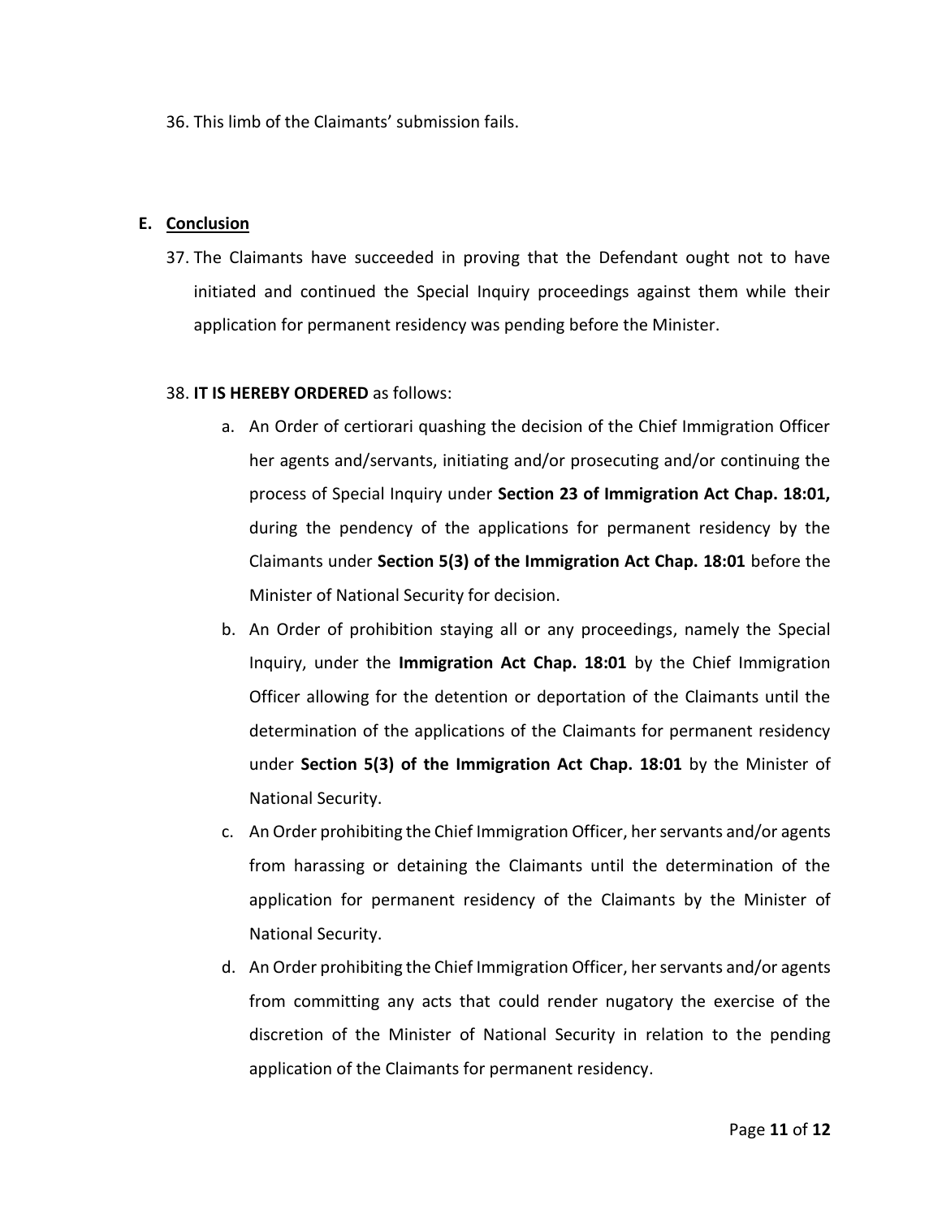36. This limb of the Claimants' submission fails.

## E. Conclusion

37. The Claimants have succeeded in proving that the Defendant ought not to have initiated and continued the Special Inquiry proceedings against them while their application for permanent residency was pending before the Minister.

38. **IT IS HEREBY ORDERED** as follows:

   a. An Order of certiorari quashing the decision of the Chief Immigration Officer her agents and/servants, initiating and/or prosecuting and/or continuing the process of Special Inquiry under **Section 23 of Immigration Act Chap. 18:01,** during the pendency of the applications for permanent residency by the Claimants under **Section 5(3) of the Immigration Act Chap. 18:01** before the Minister of National Security for decision.

   b. An Order of prohibition staying all or any proceedings, namely the Special Inquiry, under the **Immigration Act Chap. 18:01** by the Chief Immigration Officer allowing for the detention or deportation of the Claimants until the determination of the applications of the Claimants for permanent residency under **Section 5(3) of the Immigration Act Chap. 18:01** by the Minister of National Security.

   c. An Order prohibiting the Chief Immigration Officer, her servants and/or agents from harassing or detaining the Claimants until the determination of the application for permanent residency of the Claimants by the Minister of National Security.

   d. An Order prohibiting the Chief Immigration Officer, her servants and/or agents from committing any acts that could render nugatory the exercise of the discretion of the Minister of National Security in relation to the pending application of the Claimants for permanent residency.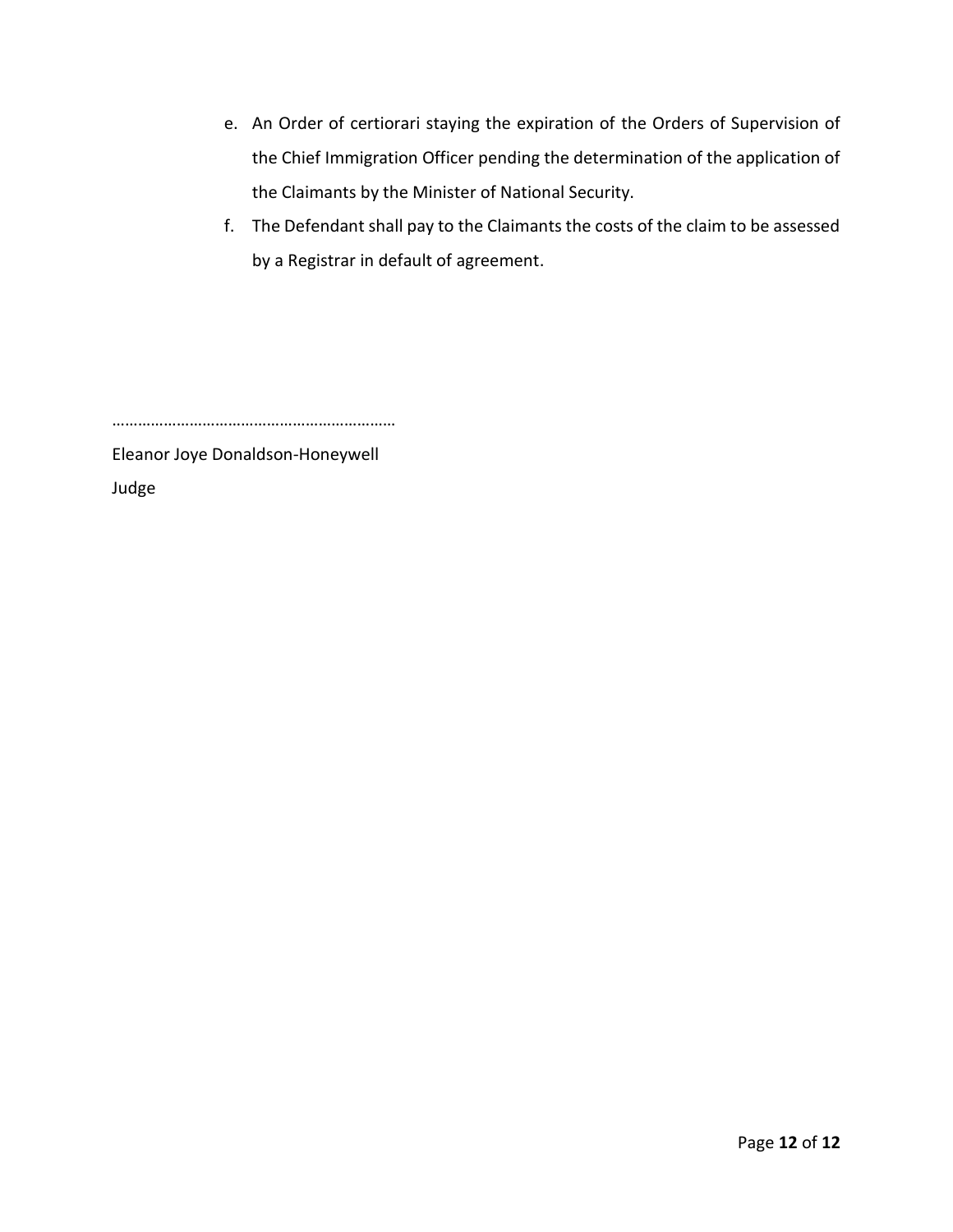e. An Order of certiorari staying the expiration of the Orders of Supervision of the Chief Immigration Officer pending the determination of the application of the Claimants by the Minister of National Security.

f. The Defendant shall pay to the Claimants the costs of the claim to be assessed by a Registrar in default of agreement.

…………………………………………………………

Eleanor Joye Donaldson-Honeywell

Judge